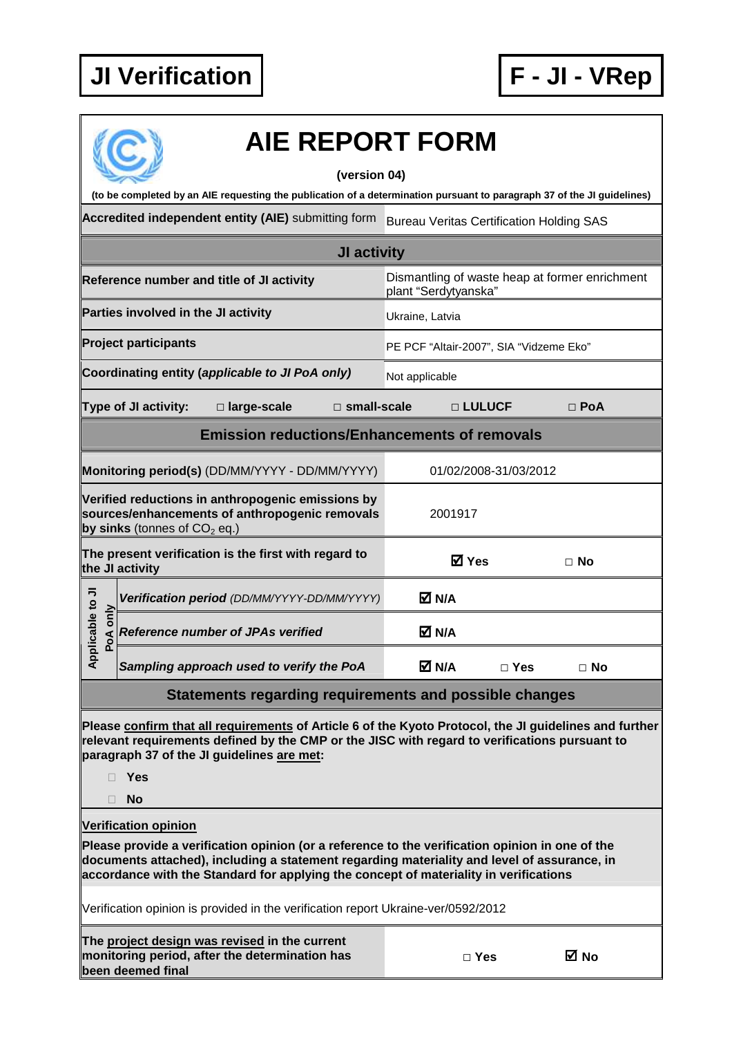**JI Verification** | **F - JI - VRep**

# AIE REPORT FORM

**(version 04)**

**(to be completed by an AIE requesting the publication of a determination pursuant to paragraph 37 of the JI guidelines)**

| | |
|---|---|
| **Accredited independent entity (AIE)** submitting form | Bureau Veritas Certification Holding SAS |
| **JI activity** | |
| **Reference number and title of JI activity** | Dismantling of waste heap at former enrichment plant "Serdytyanska" |
| **Parties involved in the JI activity** | Ukraine, Latvia |
| **Project participants** | PE PCF "Altair-2007", SIA "Vidzeme Eko" |
| **Coordinating entity (*applicable to JI PoA only*)** | Not applicable |
| **Type of JI activity:** □ **large-scale** □ **small-scale** | □ **LULUCF** □ **PoA** |
| **Emission reductions/Enhancements of removals** | |
| **Monitoring period(s)** (DD/MM/YYYY - DD/MM/YYYY) | 01/02/2008-31/03/2012 |
| **Verified reductions in anthropogenic emissions by sources/enhancements of anthropogenic removals by sinks** (tonnes of $CO_2$ eq.) | 2001917 |
| **The present verification is the first with regard to the JI activity** | ☑ **Yes** □ **No** |
| *Applicable to JI PoA only* — ***Verification period*** *(DD/MM/YYYY-DD/MM/YYYY)* | ☑ **N/A** |
| *Applicable to JI PoA only* — ***Reference number of JPAs verified*** | ☑ **N/A** |
| *Applicable to JI PoA only* — ***Sampling approach used to verify the PoA*** | ☑ **N/A** □ **Yes** □ **No** |

## Statements regarding requirements and possible changes

**Please confirm that all requirements of Article 6 of the Kyoto Protocol, the JI guidelines and further relevant requirements defined by the CMP or the JISC with regard to verifications pursuant to paragraph 37 of the JI guidelines are met:**

- □ **Yes**
- □ **No**

**Verification opinion**

**Please provide a verification opinion (or a reference to the verification opinion in one of the documents attached), including a statement regarding materiality and level of assurance, in accordance with the Standard for applying the concept of materiality in verifications**

Verification opinion is provided in the verification report Ukraine-ver/0592/2012

| | |
|---|---|
| **The project design was revised in the current monitoring period, after the determination has beeed been final** | □ **Yes** ☑ **No** |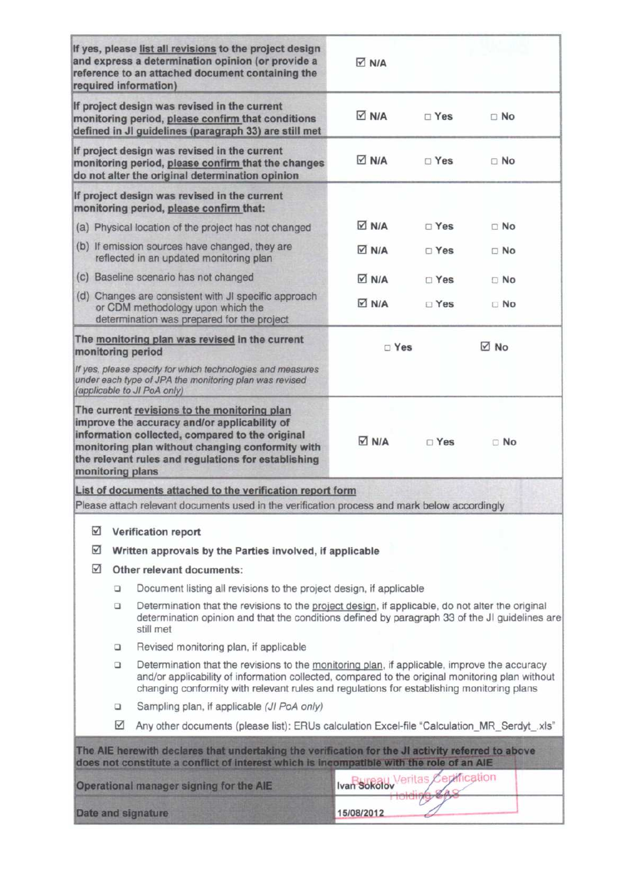| | | | |
|---|---|---|---|
| If yes, please list all revisions to the project design and express a determination opinion (or provide a reference to an attached document containing the required information) | ☑ N/A | | |
| If project design was revised in the current monitoring period, please confirm that conditions defined in JI guidelines (paragraph 33) are still met | ☑ N/A | ☐ Yes | ☐ No |
| If project design was revised in the current monitoring period, please confirm that the changes do not alter the original determination opinion | ☑ N/A | ☐ Yes | ☐ No |
| If project design was revised in the current monitoring period, please confirm that: | | | |
| (a) Physical location of the project has not changed | ☑ N/A | ☐ Yes | ☐ No |
| (b) If emission sources have changed, they are reflected in an updated monitoring plan | ☑ N/A | ☐ Yes | ☐ No |
| (c) Baseline scenario has not changed | ☑ N/A | ☐ Yes | ☐ No |
| (d) Changes are consistent with JI specific approach or CDM methodology upon which the determination was prepared for the project | ☑ N/A | ☐ Yes | ☐ No |
| The monitoring plan was revised in the current monitoring period<br>*If yes, please specify for which technologies and measures under each type of JPA the monitoring plan was revised (applicable to JI PoA only)* | ☐ Yes | | ☑ No |
| The current revisions to the monitoring plan improve the accuracy and/or applicability of information collected, compared to the original monitoring plan without changing conformity with the relevant rules and regulations for establishing monitoring plans | ☑ N/A | ☐ Yes | ☐ No |

**List of documents attached to the verification report form**

Please attach relevant documents used in the verification process and mark below accordingly

- ☑ **Verification report**
- ☑ **Written approvals by the Parties involved, if applicable**
- ☑ **Other relevant documents:**
  - ☐ Document listing all revisions to the project design, if applicable
  - ☐ Determination that the revisions to the project design, if applicable, do not alter the original determination opinion and that the conditions defined by paragraph 33 of the JI guidelines are still met
  - ☐ Revised monitoring plan, if applicable
  - ☐ Determination that the revisions to the monitoring plan, if applicable, improve the accuracy and/or applicability of information collected, compared to the original monitoring plan without changing conformity with relevant rules and regulations for establishing monitoring plans
  - ☐ Sampling plan, if applicable *(JI PoA only)*
  - ☑ Any other documents (please list): ERUs calculation Excel-file "Calculation_MR_Serdyt_.xls"

**The AIE herewith declares that undertaking the verification for the JI activity referred to above does not constitute a conflict of interest which is incompatible with the role of an AIE**

| | |
|---|---|
| Operational manager signing for the AIE | Ivan Sokolov |
| Date and signature | 15/08/2012 |

Bureau Veritas Certification Holding SAS